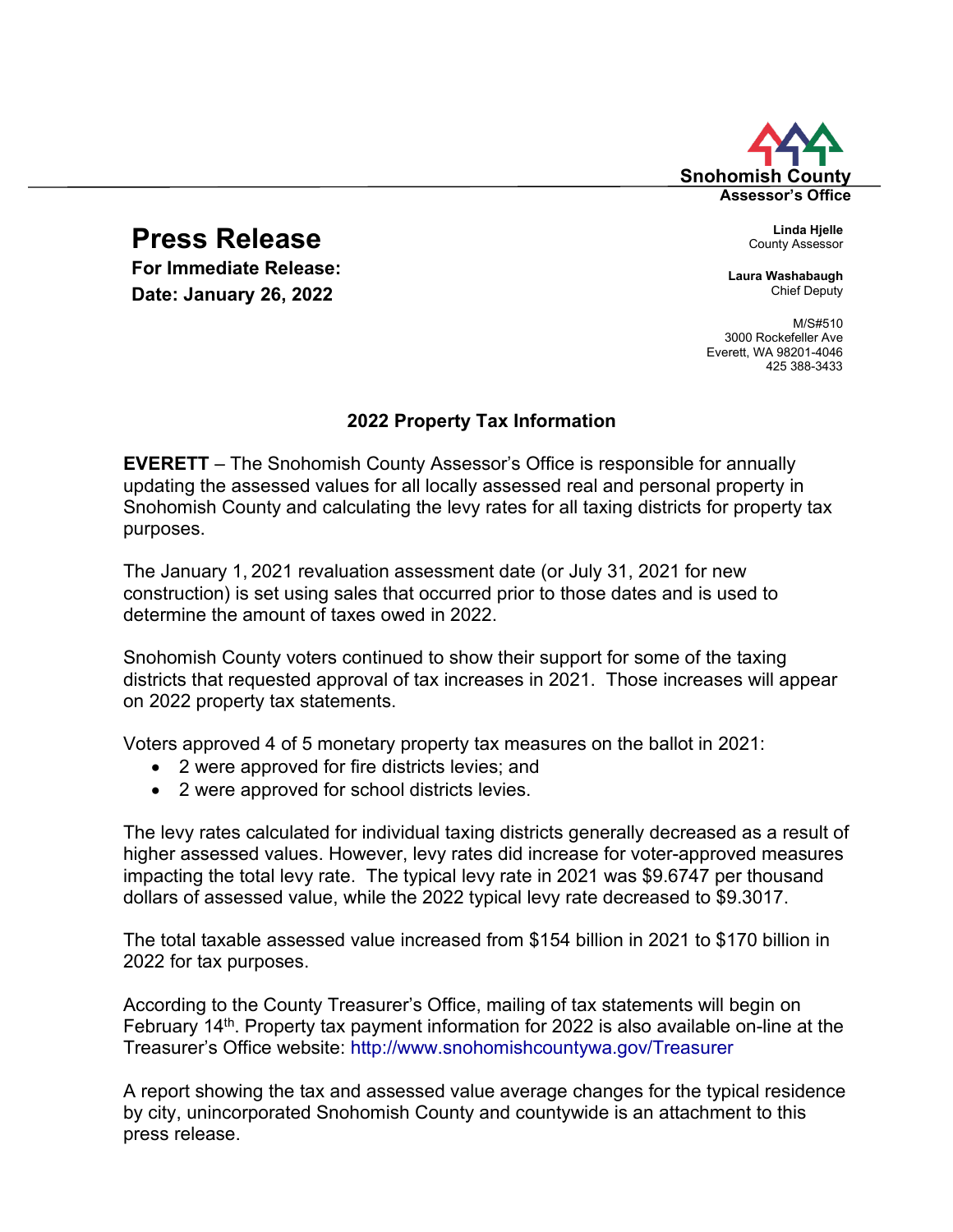Snohomish County
Assessor's Office

**Linda Hjelle**
County Assessor

**Laura Washabaugh**
Chief Deputy

M/S#510
3000 Rockefeller Ave
Everett, WA 98201-4046
425 388-3433

# Press Release

**For Immediate Release:**
**Date: January 26, 2022**

## 2022 Property Tax Information

**EVERETT** – The Snohomish County Assessor's Office is responsible for annually updating the assessed values for all locally assessed real and personal property in Snohomish County and calculating the levy rates for all taxing districts for property tax purposes.

The January 1, 2021 revaluation assessment date (or July 31, 2021 for new construction) is set using sales that occurred prior to those dates and is used to determine the amount of taxes owed in 2022.

Snohomish County voters continued to show their support for some of the taxing districts that requested approval of tax increases in 2021. Those increases will appear on 2022 property tax statements.

Voters approved 4 of 5 monetary property tax measures on the ballot in 2021:

- 2 were approved for fire districts levies; and
- 2 were approved for school districts levies.

The levy rates calculated for individual taxing districts generally decreased as a result of higher assessed values. However, levy rates did increase for voter-approved measures impacting the total levy rate. The typical levy rate in 2021 was $9.6747 per thousand dollars of assessed value, while the 2022 typical levy rate decreased to $9.3017.

The total taxable assessed value increased from $154 billion in 2021 to $170 billion in 2022 for tax purposes.

According to the County Treasurer's Office, mailing of tax statements will begin on February 14th. Property tax payment information for 2022 is also available on-line at the Treasurer's Office website: http://www.snohomishcountywa.gov/Treasurer

A report showing the tax and assessed value average changes for the typical residence by city, unincorporated Snohomish County and countywide is an attachment to this press release.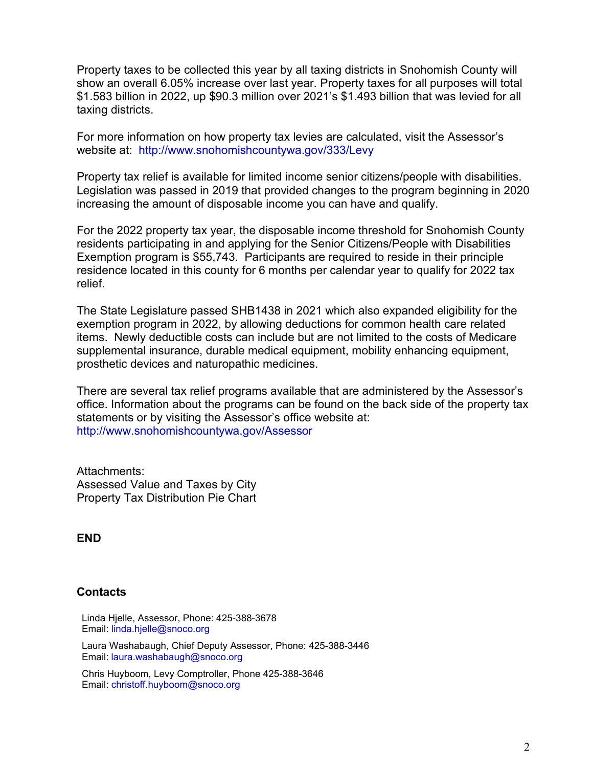Property taxes to be collected this year by all taxing districts in Snohomish County will show an overall 6.05% increase over last year. Property taxes for all purposes will total $1.583 billion in 2022, up $90.3 million over 2021's $1.493 billion that was levied for all taxing districts.

For more information on how property tax levies are calculated, visit the Assessor's website at: http://www.snohomishcountywa.gov/333/Levy

Property tax relief is available for limited income senior citizens/people with disabilities. Legislation was passed in 2019 that provided changes to the program beginning in 2020 increasing the amount of disposable income you can have and qualify.

For the 2022 property tax year, the disposable income threshold for Snohomish County residents participating in and applying for the Senior Citizens/People with Disabilities Exemption program is $55,743. Participants are required to reside in their principle residence located in this county for 6 months per calendar year to qualify for 2022 tax relief.

The State Legislature passed SHB1438 in 2021 which also expanded eligibility for the exemption program in 2022, by allowing deductions for common health care related items. Newly deductible costs can include but are not limited to the costs of Medicare supplemental insurance, durable medical equipment, mobility enhancing equipment, prosthetic devices and naturopathic medicines.

There are several tax relief programs available that are administered by the Assessor's office. Information about the programs can be found on the back side of the property tax statements or by visiting the Assessor's office website at: http://www.snohomishcountywa.gov/Assessor

Attachments:
Assessed Value and Taxes by City
Property Tax Distribution Pie Chart

**END**

**Contacts**

Linda Hjelle, Assessor, Phone: 425-388-3678
Email: linda.hjelle@snoco.org

Laura Washabaugh, Chief Deputy Assessor, Phone: 425-388-3446
Email: laura.washabaugh@snoco.org

Chris Huyboom, Levy Comptroller, Phone 425-388-3646
Email: christoff.huyboom@snoco.org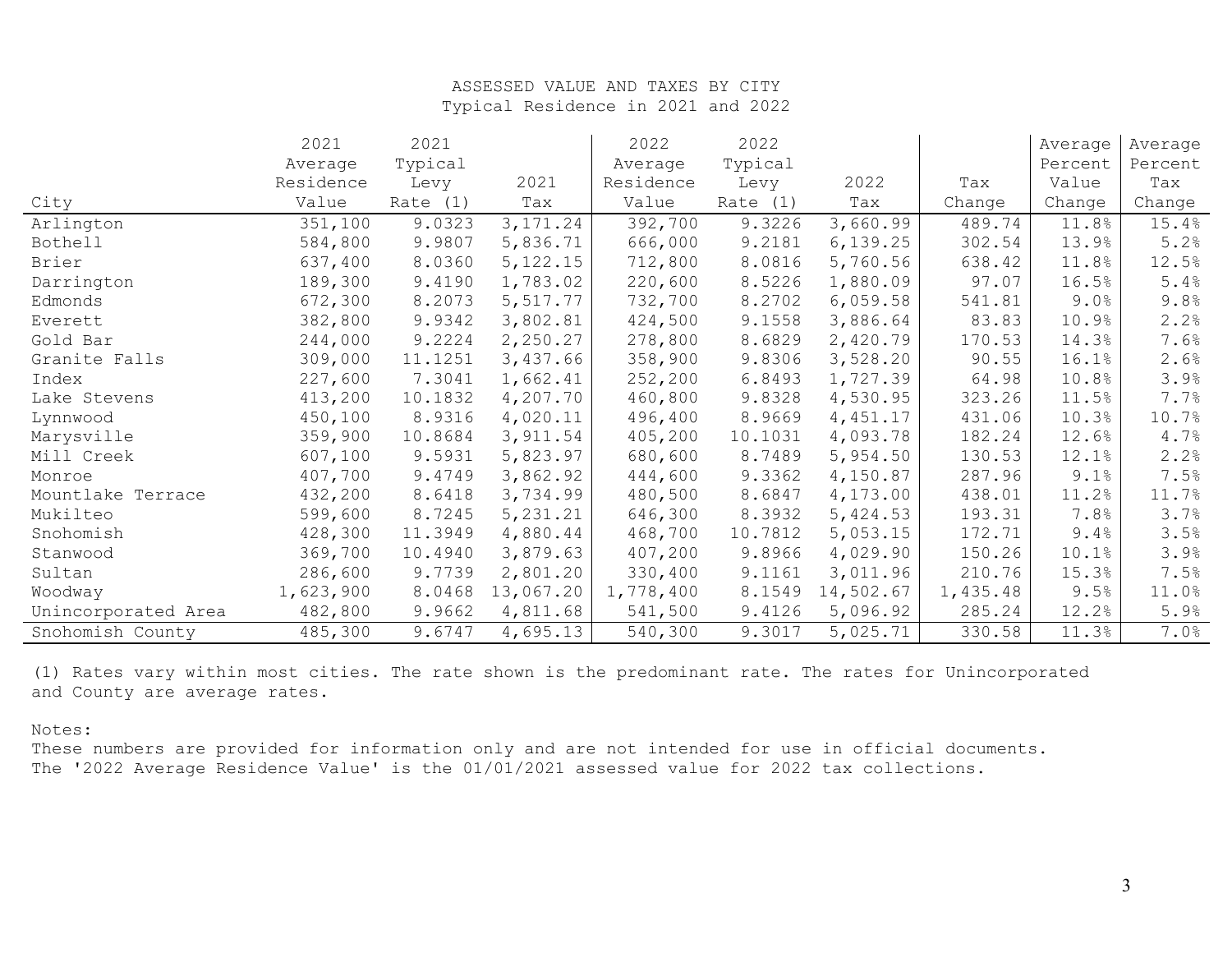# ASSESSED VALUE AND TAXES BY CITY

## Typical Residence in 2021 and 2022

| City | 2021 Average Residence Value | 2021 Typical Levy Rate (1) | 2021 Tax | 2022 Average Residence Value | 2022 Typical Levy Rate (1) | 2022 Tax | Tax Change | Average Percent Value Change | Average Percent Tax Change |
|---|---|---|---|---|---|---|---|---|---|
| Arlington | 351,100 | 9.0323 | 3,171.24 | 392,700 | 9.3226 | 3,660.99 | 489.74 | 11.8% | 15.4% |
| Bothell | 584,800 | 9.9807 | 5,836.71 | 666,000 | 9.2181 | 6,139.25 | 302.54 | 13.9% | 5.2% |
| Brier | 637,400 | 8.0360 | 5,122.15 | 712,800 | 8.0816 | 5,760.56 | 638.42 | 11.8% | 12.5% |
| Darrington | 189,300 | 9.4190 | 1,783.02 | 220,600 | 8.5226 | 1,880.09 | 97.07 | 16.5% | 5.4% |
| Edmonds | 672,300 | 8.2073 | 5,517.77 | 732,700 | 8.2702 | 6,059.58 | 541.81 | 9.0% | 9.8% |
| Everett | 382,800 | 9.9342 | 3,802.81 | 424,500 | 9.1558 | 3,886.64 | 83.83 | 10.9% | 2.2% |
| Gold Bar | 244,000 | 9.2224 | 2,250.27 | 278,800 | 8.6829 | 2,420.79 | 170.53 | 14.3% | 7.6% |
| Granite Falls | 309,000 | 11.1251 | 3,437.66 | 358,900 | 9.8306 | 3,528.20 | 90.55 | 16.1% | 2.6% |
| Index | 227,600 | 7.3041 | 1,662.41 | 252,200 | 6.8493 | 1,727.39 | 64.98 | 10.8% | 3.9% |
| Lake Stevens | 413,200 | 10.1832 | 4,207.70 | 460,800 | 9.8328 | 4,530.95 | 323.26 | 11.5% | 7.7% |
| Lynnwood | 450,100 | 8.9316 | 4,020.11 | 496,400 | 8.9669 | 4,451.17 | 431.06 | 10.3% | 10.7% |
| Marysville | 359,900 | 10.8684 | 3,911.54 | 405,200 | 10.1031 | 4,093.78 | 182.24 | 12.6% | 4.7% |
| Mill Creek | 607,100 | 9.5931 | 5,823.97 | 680,600 | 8.7489 | 5,954.50 | 130.53 | 12.1% | 2.2% |
| Monroe | 407,700 | 9.4749 | 3,862.92 | 444,600 | 9.3362 | 4,150.87 | 287.96 | 9.1% | 7.5% |
| Mountlake Terrace | 432,200 | 8.6418 | 3,734.99 | 480,500 | 8.6847 | 4,173.00 | 438.01 | 11.2% | 11.7% |
| Mukilteo | 599,600 | 8.7245 | 5,231.21 | 646,300 | 8.3932 | 5,424.53 | 193.31 | 7.8% | 3.7% |
| Snohomish | 428,300 | 11.3949 | 4,880.44 | 468,700 | 10.7812 | 5,053.15 | 172.71 | 9.4% | 3.5% |
| Stanwood | 369,700 | 10.4940 | 3,879.63 | 407,200 | 9.8966 | 4,029.90 | 150.26 | 10.1% | 3.9% |
| Sultan | 286,600 | 9.7739 | 2,801.20 | 330,400 | 9.1161 | 3,011.96 | 210.76 | 15.3% | 7.5% |
| Woodway | 1,623,900 | 8.0468 | 13,067.20 | 1,778,400 | 8.1549 | 14,502.67 | 1,435.48 | 9.5% | 11.0% |
| Unincorporated Area | 482,800 | 9.9662 | 4,811.68 | 541,500 | 9.4126 | 5,096.92 | 285.24 | 12.2% | 5.9% |
| Snohomish County | 485,300 | 9.6747 | 4,695.13 | 540,300 | 9.3017 | 5,025.71 | 330.58 | 11.3% | 7.0% |

(1) Rates vary within most cities. The rate shown is the predominant rate. The rates for Unincorporated and County are average rates.

Notes:
These numbers are provided for information only and are not intended for use in official documents.
The '2022 Average Residence Value' is the 01/01/2021 assessed value for 2022 tax collections.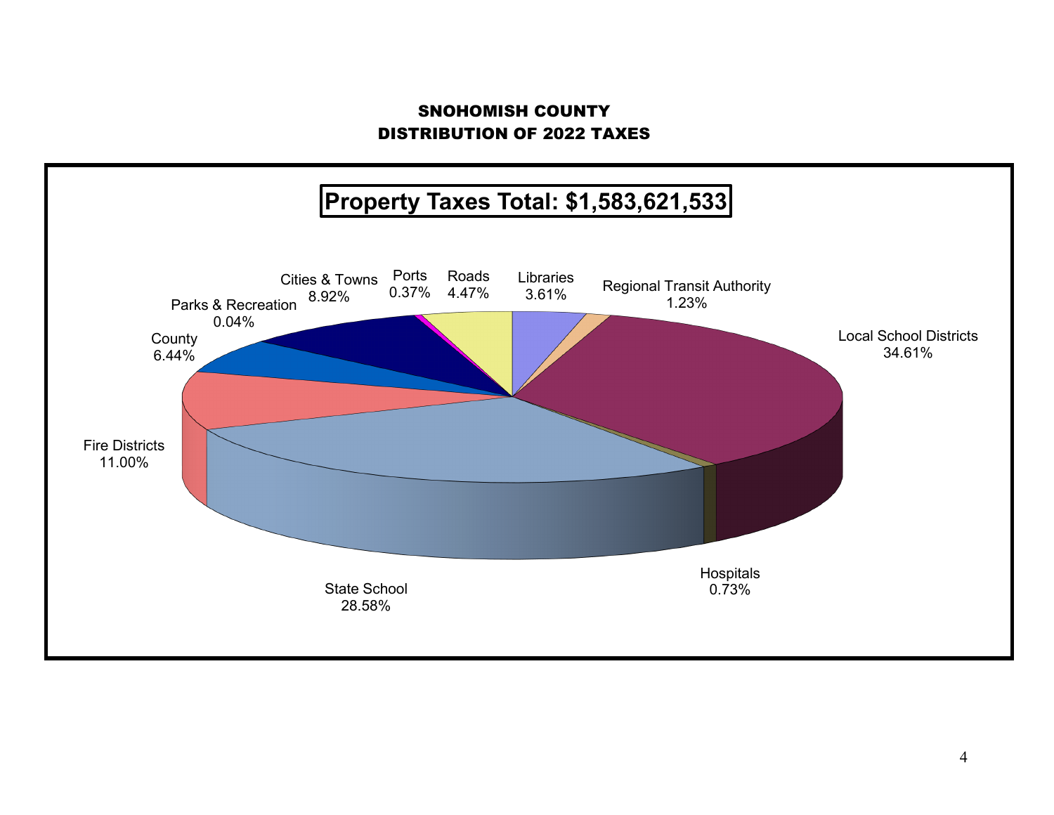# SNOHOMISH COUNTY
# DISTRIBUTION OF 2022 TAXES

**Property Taxes Total: $1,583,621,533**

Cities & Towns
8.92%

Ports
0.37%

Roads
4.47%

Libraries
3.61%

Regional Transit Authority
1.23%

Parks & Recreation
0.04%

County
6.44%

Local School Districts
34.61%

Fire Districts
11.00%

Hospitals
0.73%

State School
28.58%